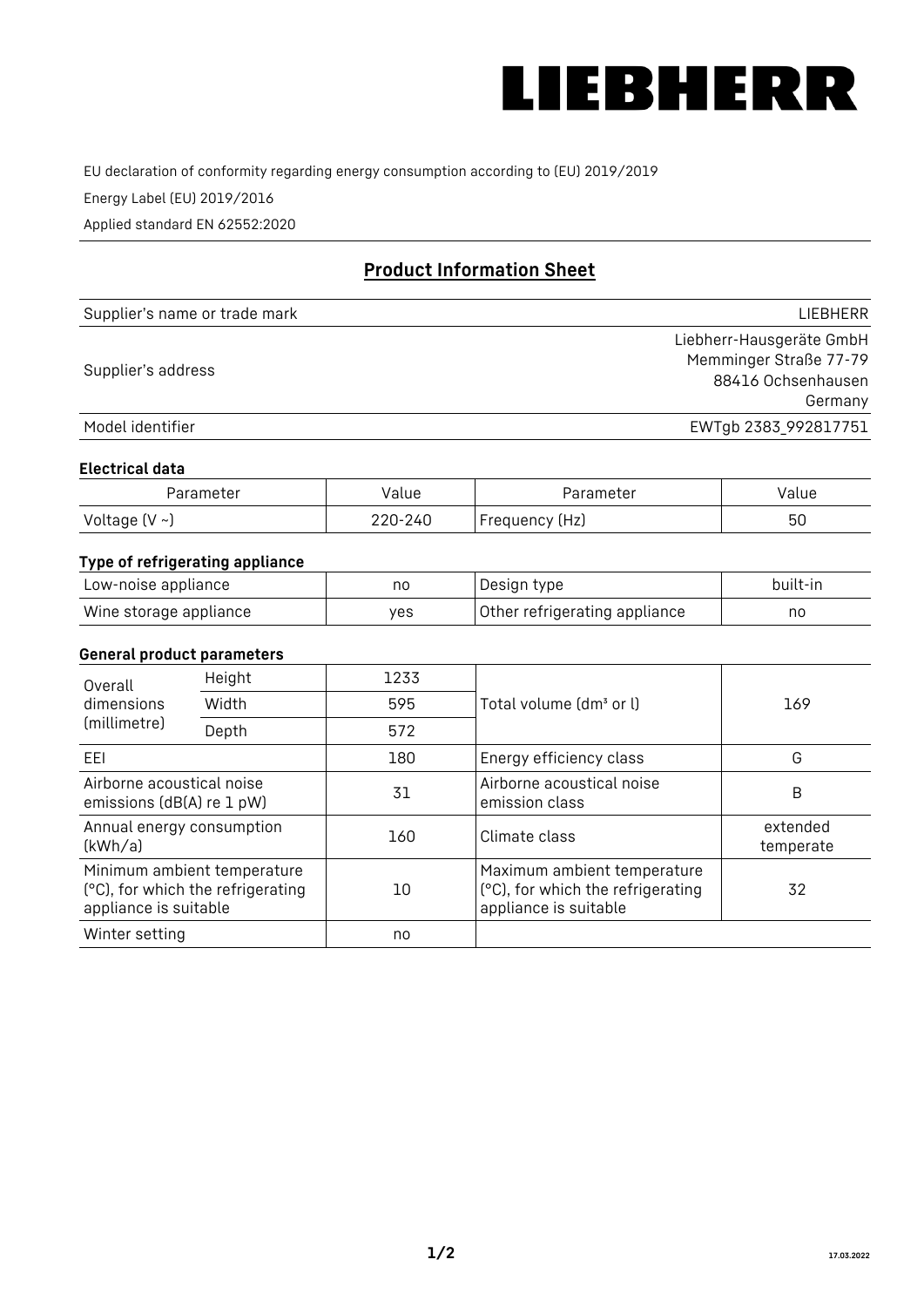# LIEBHERR

EU declaration of conformity regarding energy consumption according to (EU) 2019/2019

Energy Label (EU) 2019/2016

Applied standard EN 62552:2020

## Product Information Sheet

| | |
|---|---|
| Supplier's name or trade mark | LIEBHERR |
| Supplier's address | Liebherr-Hausgeräte GmbH<br>Memminger Straße 77-79<br>88416 Ochsenhausen<br>Germany |
| Model identifier | EWTgb 2383_992817751 |

### Electrical data

| Parameter | Value | Parameter | Value |
|---|---|---|---|
| Voltage (V ~) | 220-240 | Frequency (Hz) | 50 |

### Type of refrigerating appliance

| | | | |
|---|---|---|---|
| Low-noise appliance | no | Design type | built-in |
| Wine storage appliance | yes | Other refrigerating appliance | no |

### General product parameters

| | | | | |
|---|---|---|---|---|
| Overall dimensions (millimetre) | Height | 1233 | Total volume (dm³ or l) | 169 |
| | Width | 595 | | |
| | Depth | 572 | | |
| EEI | | 180 | Energy efficiency class | G |
| Airborne acoustical noise emissions (dB(A) re 1 pW) | | 31 | Airborne acoustical noise emission class | B |
| Annual energy consumption (kWh/a) | | 160 | Climate class | extended temperate |
| Minimum ambient temperature (°C), for which the refrigerating appliance is suitable | | 10 | Maximum ambient temperature (°C), for which the refrigerating appliance is suitable | 32 |
| Winter setting | | no | | |

17.03.2022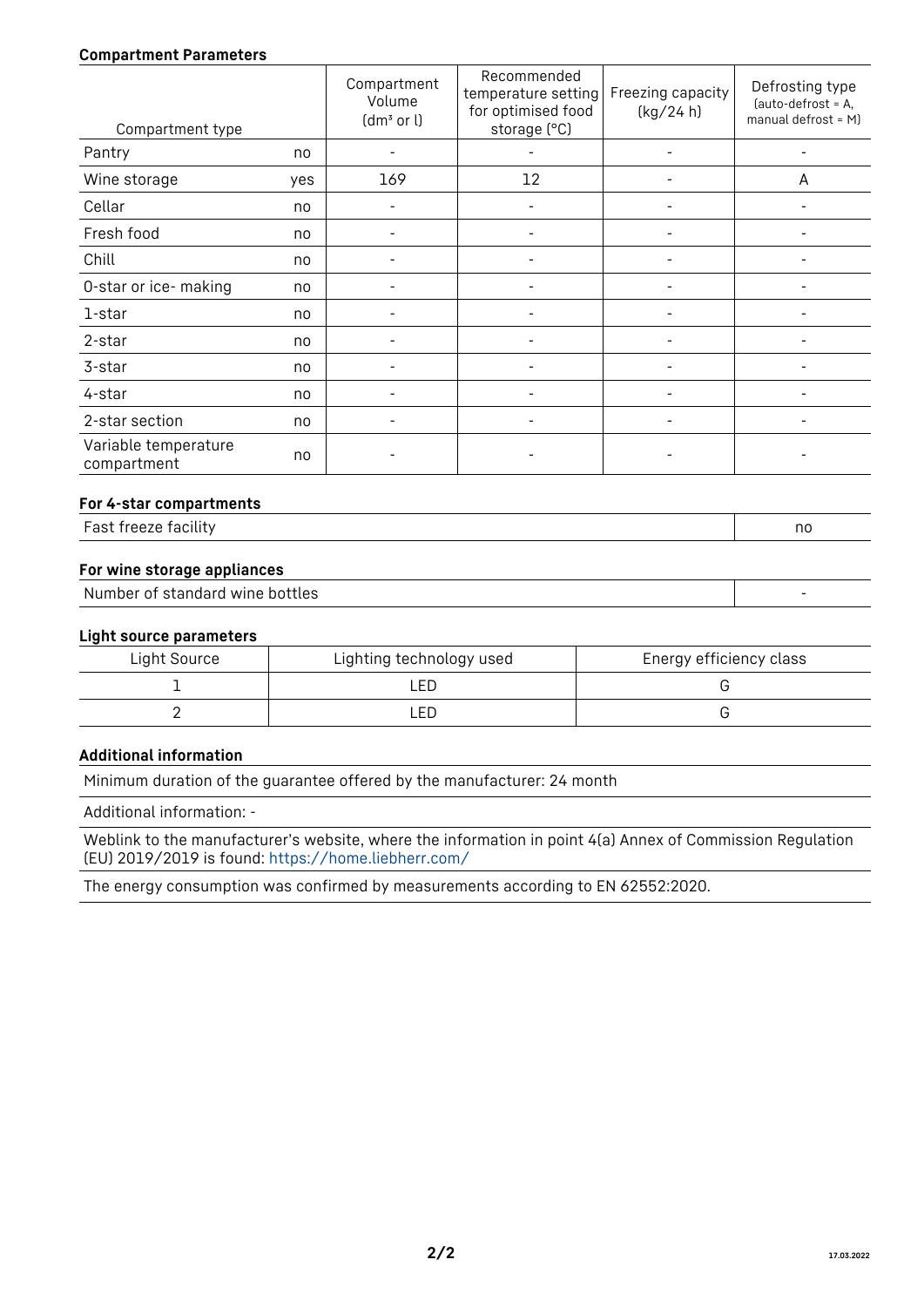**Compartment Parameters**

| Compartment type | | Compartment Volume (dm³ or l) | Recommended temperature setting for optimised food storage (°C) | Freezing capacity (kg/24 h) | Defrosting type (auto-defrost = A, manual defrost = M) |
|---|---|---|---|---|---|
| Pantry | no | - | - | - | - |
| Wine storage | yes | 169 | 12 | - | A |
| Cellar | no | - | - | - | - |
| Fresh food | no | - | - | - | - |
| Chill | no | - | - | - | - |
| 0-star or ice- making | no | - | - | - | - |
| 1-star | no | - | - | - | - |
| 2-star | no | - | - | - | - |
| 3-star | no | - | - | - | - |
| 4-star | no | - | - | - | - |
| 2-star section | no | - | - | - | - |
| Variable temperature compartment | no | - | - | - | - |

**For 4-star compartments**

| | |
|---|---|
| Fast freeze facility | no |

**For wine storage appliances**

| | |
|---|---|
| Number of standard wine bottles | - |

**Light source parameters**

| Light Source | Lighting technology used | Energy efficiency class |
|---|---|---|
| 1 | LED | G |
| 2 | LED | G |

**Additional information**

Minimum duration of the guarantee offered by the manufacturer: 24 month

Additional information: -

Weblink to the manufacturer's website, where the information in point 4(a) Annex of Commission Regulation (EU) 2019/2019 is found: https://home.liebherr.com/

The energy consumption was confirmed by measurements according to EN 62552:2020.

17.03.2022